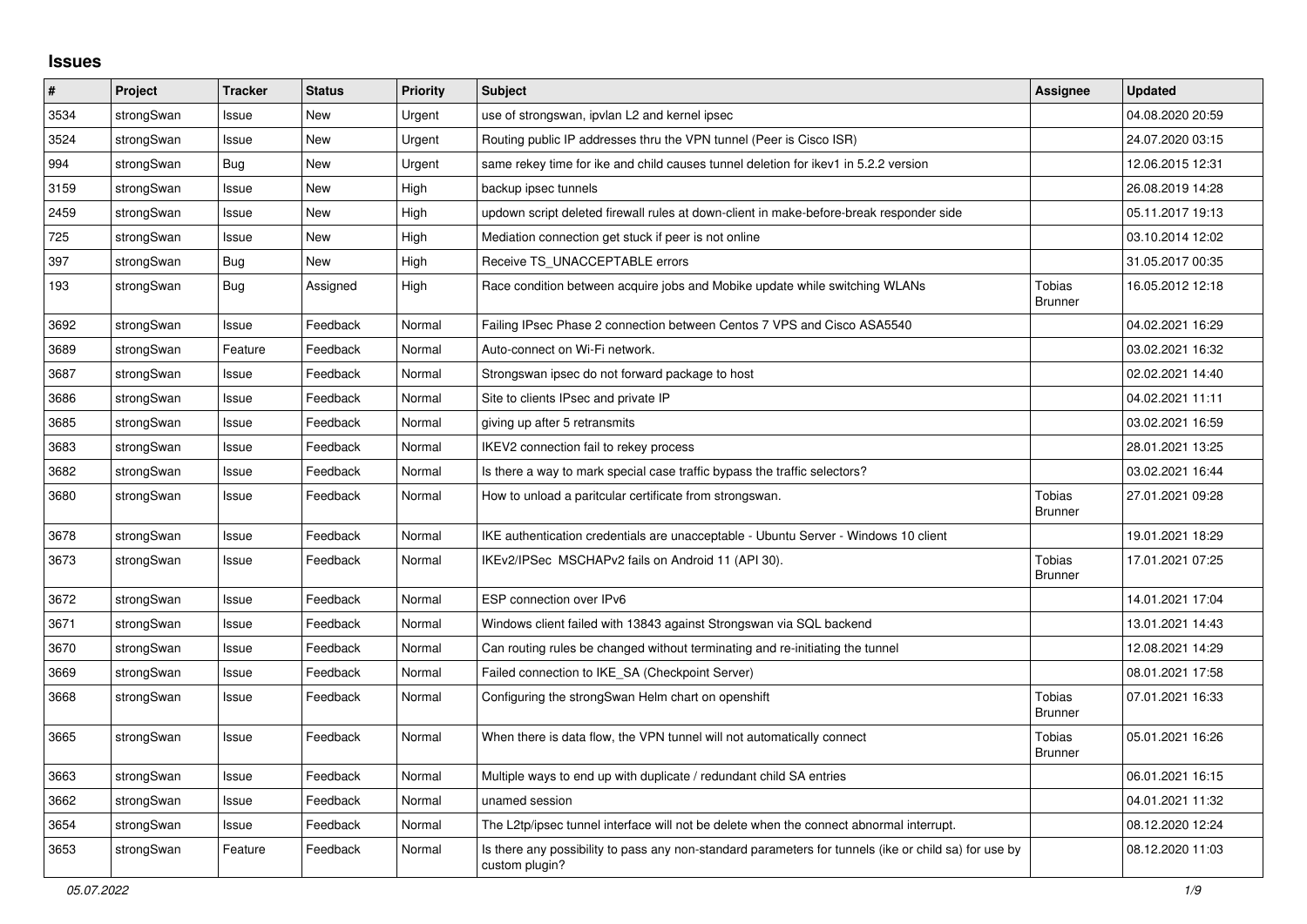# Issues

| # | Project | Tracker | Status | Priority | Subject | Assignee | Updated |
|---|---|---|---|---|---|---|---|
| 3534 | strongSwan | Issue | New | Urgent | use of strongswan, ipvlan L2 and kernel ipsec | | 04.08.2020 20:59 |
| 3524 | strongSwan | Issue | New | Urgent | Routing public IP addresses thru the VPN tunnel (Peer is Cisco ISR) | | 24.07.2020 03:15 |
| 994 | strongSwan | Bug | New | Urgent | same rekey time for ike and child causes tunnel deletion for ikev1 in 5.2.2 version | | 12.06.2015 12:31 |
| 3159 | strongSwan | Issue | New | High | backup ipsec tunnels | | 26.08.2019 14:28 |
| 2459 | strongSwan | Issue | New | High | updown script deleted firewall rules at down-client in make-before-break responder side | | 05.11.2017 19:13 |
| 725 | strongSwan | Issue | New | High | Mediation connection get stuck if peer is not online | | 03.10.2014 12:02 |
| 397 | strongSwan | Bug | New | High | Receive TS_UNACCEPTABLE errors | | 31.05.2017 00:35 |
| 193 | strongSwan | Bug | Assigned | High | Race condition between acquire jobs and Mobike update while switching WLANs | Tobias Brunner | 16.05.2012 12:18 |
| 3692 | strongSwan | Issue | Feedback | Normal | Failing IPsec Phase 2 connection between Centos 7 VPS and Cisco ASA5540 | | 04.02.2021 16:29 |
| 3689 | strongSwan | Feature | Feedback | Normal | Auto-connect on Wi-Fi network. | | 03.02.2021 16:32 |
| 3687 | strongSwan | Issue | Feedback | Normal | Strongswan ipsec do not forward package to host | | 02.02.2021 14:40 |
| 3686 | strongSwan | Issue | Feedback | Normal | Site to clients IPsec and private IP | | 04.02.2021 11:11 |
| 3685 | strongSwan | Issue | Feedback | Normal | giving up after 5 retransmits | | 03.02.2021 16:59 |
| 3683 | strongSwan | Issue | Feedback | Normal | IKEV2 connection fail to rekey process | | 28.01.2021 13:25 |
| 3682 | strongSwan | Issue | Feedback | Normal | Is there a way to mark special case traffic bypass the traffic selectors? | | 03.02.2021 16:44 |
| 3680 | strongSwan | Issue | Feedback | Normal | How to unload a paritcular certificate from strongswan. | Tobias Brunner | 27.01.2021 09:28 |
| 3678 | strongSwan | Issue | Feedback | Normal | IKE authentication credentials are unacceptable - Ubuntu Server - Windows 10 client | | 19.01.2021 18:29 |
| 3673 | strongSwan | Issue | Feedback | Normal | IKEv2/IPSec MSCHAPv2 fails on Android 11 (API 30). | Tobias Brunner | 17.01.2021 07:25 |
| 3672 | strongSwan | Issue | Feedback | Normal | ESP connection over IPv6 | | 14.01.2021 17:04 |
| 3671 | strongSwan | Issue | Feedback | Normal | Windows client failed with 13843 against Strongswan via SQL backend | | 13.01.2021 14:43 |
| 3670 | strongSwan | Issue | Feedback | Normal | Can routing rules be changed without terminating and re-initiating the tunnel | | 12.08.2021 14:29 |
| 3669 | strongSwan | Issue | Feedback | Normal | Failed connection to IKE_SA (Checkpoint Server) | | 08.01.2021 17:58 |
| 3668 | strongSwan | Issue | Feedback | Normal | Configuring the strongSwan Helm chart on openshift | Tobias Brunner | 07.01.2021 16:33 |
| 3665 | strongSwan | Issue | Feedback | Normal | When there is data flow, the VPN tunnel will not automatically connect | Tobias Brunner | 05.01.2021 16:26 |
| 3663 | strongSwan | Issue | Feedback | Normal | Multiple ways to end up with duplicate / redundant child SA entries | | 06.01.2021 16:15 |
| 3662 | strongSwan | Issue | Feedback | Normal | unamed session | | 04.01.2021 11:32 |
| 3654 | strongSwan | Issue | Feedback | Normal | The L2tp/ipsec tunnel interface will not be delete when the connect abnormal interrupt. | | 08.12.2020 12:24 |
| 3653 | strongSwan | Feature | Feedback | Normal | Is there any possibility to pass any non-standard parameters for tunnels (ike or child sa) for use by custom plugin? | | 08.12.2020 11:03 |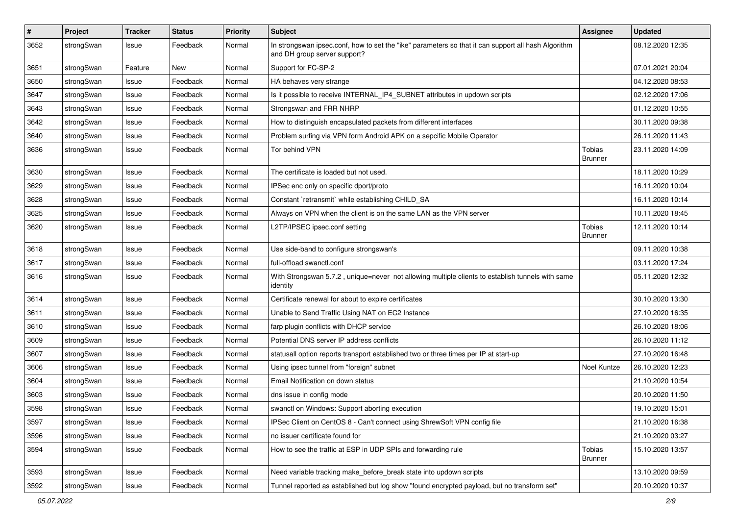| # | Project | Tracker | Status | Priority | Subject | Assignee | Updated |
| --- | --- | --- | --- | --- | --- | --- | --- |
| 3652 | strongSwan | Issue | Feedback | Normal | In strongswan ipsec.conf, how to set the "ike" parameters so that it can support all hash Algorithm and DH group server support? | | 08.12.2020 12:35 |
| 3651 | strongSwan | Feature | New | Normal | Support for FC-SP-2 | | 07.01.2021 20:04 |
| 3650 | strongSwan | Issue | Feedback | Normal | HA behaves very strange | | 04.12.2020 08:53 |
| 3647 | strongSwan | Issue | Feedback | Normal | Is it possible to receive INTERNAL_IP4_SUBNET attributes in updown scripts | | 02.12.2020 17:06 |
| 3643 | strongSwan | Issue | Feedback | Normal | Strongswan and FRR NHRP | | 01.12.2020 10:55 |
| 3642 | strongSwan | Issue | Feedback | Normal | How to distinguish encapsulated packets from different interfaces | | 30.11.2020 09:38 |
| 3640 | strongSwan | Issue | Feedback | Normal | Problem surfing via VPN form Android APK on a sepcific Mobile Operator | | 26.11.2020 11:43 |
| 3636 | strongSwan | Issue | Feedback | Normal | Tor behind VPN | Tobias Brunner | 23.11.2020 14:09 |
| 3630 | strongSwan | Issue | Feedback | Normal | The certificate is loaded but not used. | | 18.11.2020 10:29 |
| 3629 | strongSwan | Issue | Feedback | Normal | IPSec enc only on specific dport/proto | | 16.11.2020 10:04 |
| 3628 | strongSwan | Issue | Feedback | Normal | Constant `retransmit` while establishing CHILD_SA | | 16.11.2020 10:14 |
| 3625 | strongSwan | Issue | Feedback | Normal | Always on VPN when the client is on the same LAN as the VPN server | | 10.11.2020 18:45 |
| 3620 | strongSwan | Issue | Feedback | Normal | L2TP/IPSEC ipsec.conf setting | Tobias Brunner | 12.11.2020 10:14 |
| 3618 | strongSwan | Issue | Feedback | Normal | Use side-band to configure strongswan's | | 09.11.2020 10:38 |
| 3617 | strongSwan | Issue | Feedback | Normal | full-offload swanctl.conf | | 03.11.2020 17:24 |
| 3616 | strongSwan | Issue | Feedback | Normal | With Strongswan 5.7.2 , unique=never not allowing multiple clients to establish tunnels with same identity | | 05.11.2020 12:32 |
| 3614 | strongSwan | Issue | Feedback | Normal | Certificate renewal for about to expire certificates | | 30.10.2020 13:30 |
| 3611 | strongSwan | Issue | Feedback | Normal | Unable to Send Traffic Using NAT on EC2 Instance | | 27.10.2020 16:35 |
| 3610 | strongSwan | Issue | Feedback | Normal | farp plugin conflicts with DHCP service | | 26.10.2020 18:06 |
| 3609 | strongSwan | Issue | Feedback | Normal | Potential DNS server IP address conflicts | | 26.10.2020 11:12 |
| 3607 | strongSwan | Issue | Feedback | Normal | statusall option reports transport established two or three times per IP at start-up | | 27.10.2020 16:48 |
| 3606 | strongSwan | Issue | Feedback | Normal | Using ipsec tunnel from "foreign" subnet | Noel Kuntze | 26.10.2020 12:23 |
| 3604 | strongSwan | Issue | Feedback | Normal | Email Notification on down status | | 21.10.2020 10:54 |
| 3603 | strongSwan | Issue | Feedback | Normal | dns issue in config mode | | 20.10.2020 11:50 |
| 3598 | strongSwan | Issue | Feedback | Normal | swanctl on Windows: Support aborting execution | | 19.10.2020 15:01 |
| 3597 | strongSwan | Issue | Feedback | Normal | IPSec Client on CentOS 8 - Can't connect using ShrewSoft VPN config file | | 21.10.2020 16:38 |
| 3596 | strongSwan | Issue | Feedback | Normal | no issuer certificate found for | | 21.10.2020 03:27 |
| 3594 | strongSwan | Issue | Feedback | Normal | How to see the traffic at ESP in UDP SPIs and forwarding rule | Tobias Brunner | 15.10.2020 13:57 |
| 3593 | strongSwan | Issue | Feedback | Normal | Need variable tracking make_before_break state into updown scripts | | 13.10.2020 09:59 |
| 3592 | strongSwan | Issue | Feedback | Normal | Tunnel reported as established but log show "found encrypted payload, but no transform set" | | 20.10.2020 10:37 |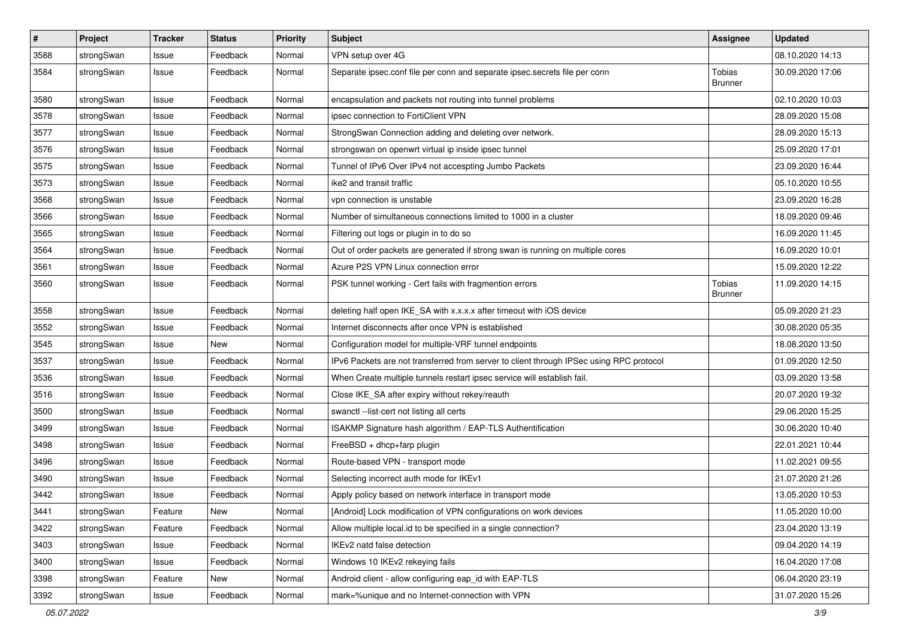| # | Project | Tracker | Status | Priority | Subject | Assignee | Updated |
| --- | --- | --- | --- | --- | --- | --- | --- |
| 3588 | strongSwan | Issue | Feedback | Normal | VPN setup over 4G | | 08.10.2020 14:13 |
| 3584 | strongSwan | Issue | Feedback | Normal | Separate ipsec.conf file per conn and separate ipsec.secrets file per conn | Tobias Brunner | 30.09.2020 17:06 |
| 3580 | strongSwan | Issue | Feedback | Normal | encapsulation and packets not routing into tunnel problems | | 02.10.2020 10:03 |
| 3578 | strongSwan | Issue | Feedback | Normal | ipsec connection to FortiClient VPN | | 28.09.2020 15:08 |
| 3577 | strongSwan | Issue | Feedback | Normal | StrongSwan Connection adding and deleting over network. | | 28.09.2020 15:13 |
| 3576 | strongSwan | Issue | Feedback | Normal | strongswan on openwrt virtual ip inside ipsec tunnel | | 25.09.2020 17:01 |
| 3575 | strongSwan | Issue | Feedback | Normal | Tunnel of IPv6 Over IPv4 not accespting Jumbo Packets | | 23.09.2020 16:44 |
| 3573 | strongSwan | Issue | Feedback | Normal | ike2 and transit traffic | | 05.10.2020 10:55 |
| 3568 | strongSwan | Issue | Feedback | Normal | vpn connection is unstable | | 23.09.2020 16:28 |
| 3566 | strongSwan | Issue | Feedback | Normal | Number of simultaneous connections limited to 1000 in a cluster | | 18.09.2020 09:46 |
| 3565 | strongSwan | Issue | Feedback | Normal | Filtering out logs or plugin in to do so | | 16.09.2020 11:45 |
| 3564 | strongSwan | Issue | Feedback | Normal | Out of order packets are generated if strong swan is running on multiple cores | | 16.09.2020 10:01 |
| 3561 | strongSwan | Issue | Feedback | Normal | Azure P2S VPN Linux connection error | | 15.09.2020 12:22 |
| 3560 | strongSwan | Issue | Feedback | Normal | PSK tunnel working - Cert fails with fragmention errors | Tobias Brunner | 11.09.2020 14:15 |
| 3558 | strongSwan | Issue | Feedback | Normal | deleting half open IKE_SA with x.x.x.x after timeout with iOS device | | 05.09.2020 21:23 |
| 3552 | strongSwan | Issue | Feedback | Normal | Internet disconnects after once VPN is established | | 30.08.2020 05:35 |
| 3545 | strongSwan | Issue | New | Normal | Configuration model for multiple-VRF tunnel endpoints | | 18.08.2020 13:50 |
| 3537 | strongSwan | Issue | Feedback | Normal | IPv6 Packets are not transferred from server to client through IPSec using RPC protocol | | 01.09.2020 12:50 |
| 3536 | strongSwan | Issue | Feedback | Normal | When Create multiple tunnels restart ipsec service will establish fail. | | 03.09.2020 13:58 |
| 3516 | strongSwan | Issue | Feedback | Normal | Close IKE_SA after expiry without rekey/reauth | | 20.07.2020 19:32 |
| 3500 | strongSwan | Issue | Feedback | Normal | swanctl --list-cert not listing all certs | | 29.06.2020 15:25 |
| 3499 | strongSwan | Issue | Feedback | Normal | ISAKMP Signature hash algorithm / EAP-TLS Authentification | | 30.06.2020 10:40 |
| 3498 | strongSwan | Issue | Feedback | Normal | FreeBSD + dhcp+farp plugin | | 22.01.2021 10:44 |
| 3496 | strongSwan | Issue | Feedback | Normal | Route-based VPN - transport mode | | 11.02.2021 09:55 |
| 3490 | strongSwan | Issue | Feedback | Normal | Selecting incorrect auth mode for IKEv1 | | 21.07.2020 21:26 |
| 3442 | strongSwan | Issue | Feedback | Normal | Apply policy based on network interface in transport mode | | 13.05.2020 10:53 |
| 3441 | strongSwan | Feature | New | Normal | [Android] Lock modification of VPN configurations on work devices | | 11.05.2020 10:00 |
| 3422 | strongSwan | Feature | Feedback | Normal | Allow multiple local.id to be specified in a single connection? | | 23.04.2020 13:19 |
| 3403 | strongSwan | Issue | Feedback | Normal | IKEv2 natd false detection | | 09.04.2020 14:19 |
| 3400 | strongSwan | Issue | Feedback | Normal | Windows 10 IKEv2 rekeying fails | | 16.04.2020 17:08 |
| 3398 | strongSwan | Feature | New | Normal | Android client - allow configuring eap_id with EAP-TLS | | 06.04.2020 23:19 |
| 3392 | strongSwan | Issue | Feedback | Normal | mark=%unique and no Internet-connection with VPN | | 31.07.2020 15:26 |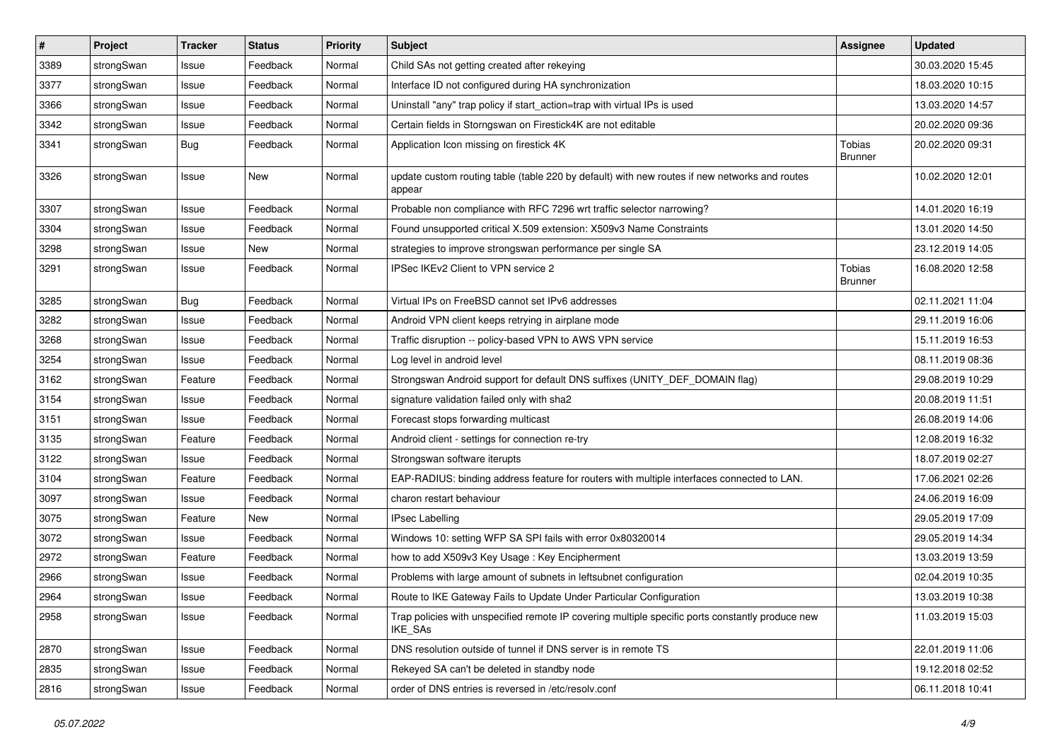| # | Project | Tracker | Status | Priority | Subject | Assignee | Updated |
|---|---|---|---|---|---|---|---|
| 3389 | strongSwan | Issue | Feedback | Normal | Child SAs not getting created after rekeying | | 30.03.2020 15:45 |
| 3377 | strongSwan | Issue | Feedback | Normal | Interface ID not configured during HA synchronization | | 18.03.2020 10:15 |
| 3366 | strongSwan | Issue | Feedback | Normal | Uninstall "any" trap policy if start_action=trap with virtual IPs is used | | 13.03.2020 14:57 |
| 3342 | strongSwan | Issue | Feedback | Normal | Certain fields in Storngswan on Firestick4K are not editable | | 20.02.2020 09:36 |
| 3341 | strongSwan | Bug | Feedback | Normal | Application Icon missing on firestick 4K | Tobias Brunner | 20.02.2020 09:31 |
| 3326 | strongSwan | Issue | New | Normal | update custom routing table (table 220 by default) with new routes if new networks and routes appear | | 10.02.2020 12:01 |
| 3307 | strongSwan | Issue | Feedback | Normal | Probable non compliance with RFC 7296 wrt traffic selector narrowing? | | 14.01.2020 16:19 |
| 3304 | strongSwan | Issue | Feedback | Normal | Found unsupported critical X.509 extension: X509v3 Name Constraints | | 13.01.2020 14:50 |
| 3298 | strongSwan | Issue | New | Normal | strategies to improve strongswan performance per single SA | | 23.12.2019 14:05 |
| 3291 | strongSwan | Issue | Feedback | Normal | IPSec IKEv2 Client to VPN service 2 | Tobias Brunner | 16.08.2020 12:58 |
| 3285 | strongSwan | Bug | Feedback | Normal | Virtual IPs on FreeBSD cannot set IPv6 addresses | | 02.11.2021 11:04 |
| 3282 | strongSwan | Issue | Feedback | Normal | Android VPN client keeps retrying in airplane mode | | 29.11.2019 16:06 |
| 3268 | strongSwan | Issue | Feedback | Normal | Traffic disruption -- policy-based VPN to AWS VPN service | | 15.11.2019 16:53 |
| 3254 | strongSwan | Issue | Feedback | Normal | Log level in android level | | 08.11.2019 08:36 |
| 3162 | strongSwan | Feature | Feedback | Normal | Strongswan Android support for default DNS suffixes (UNITY_DEF_DOMAIN flag) | | 29.08.2019 10:29 |
| 3154 | strongSwan | Issue | Feedback | Normal | signature validation failed only with sha2 | | 20.08.2019 11:51 |
| 3151 | strongSwan | Issue | Feedback | Normal | Forecast stops forwarding multicast | | 26.08.2019 14:06 |
| 3135 | strongSwan | Feature | Feedback | Normal | Android client - settings for connection re-try | | 12.08.2019 16:32 |
| 3122 | strongSwan | Issue | Feedback | Normal | Strongswan software iterupts | | 18.07.2019 02:27 |
| 3104 | strongSwan | Feature | Feedback | Normal | EAP-RADIUS: binding address feature for routers with multiple interfaces connected to LAN. | | 17.06.2021 02:26 |
| 3097 | strongSwan | Issue | Feedback | Normal | charon restart behaviour | | 24.06.2019 16:09 |
| 3075 | strongSwan | Feature | New | Normal | IPsec Labelling | | 29.05.2019 17:09 |
| 3072 | strongSwan | Issue | Feedback | Normal | Windows 10: setting WFP SA SPI fails with error 0x80320014 | | 29.05.2019 14:34 |
| 2972 | strongSwan | Feature | Feedback | Normal | how to add X509v3 Key Usage : Key Encipherment | | 13.03.2019 13:59 |
| 2966 | strongSwan | Issue | Feedback | Normal | Problems with large amount of subnets in leftsubnet configuration | | 02.04.2019 10:35 |
| 2964 | strongSwan | Issue | Feedback | Normal | Route to IKE Gateway Fails to Update Under Particular Configuration | | 13.03.2019 10:38 |
| 2958 | strongSwan | Issue | Feedback | Normal | Trap policies with unspecified remote IP covering multiple specific ports constantly produce new IKE_SAs | | 11.03.2019 15:03 |
| 2870 | strongSwan | Issue | Feedback | Normal | DNS resolution outside of tunnel if DNS server is in remote TS | | 22.01.2019 11:06 |
| 2835 | strongSwan | Issue | Feedback | Normal | Rekeyed SA can't be deleted in standby node | | 19.12.2018 02:52 |
| 2816 | strongSwan | Issue | Feedback | Normal | order of DNS entries is reversed in /etc/resolv.conf | | 06.11.2018 10:41 |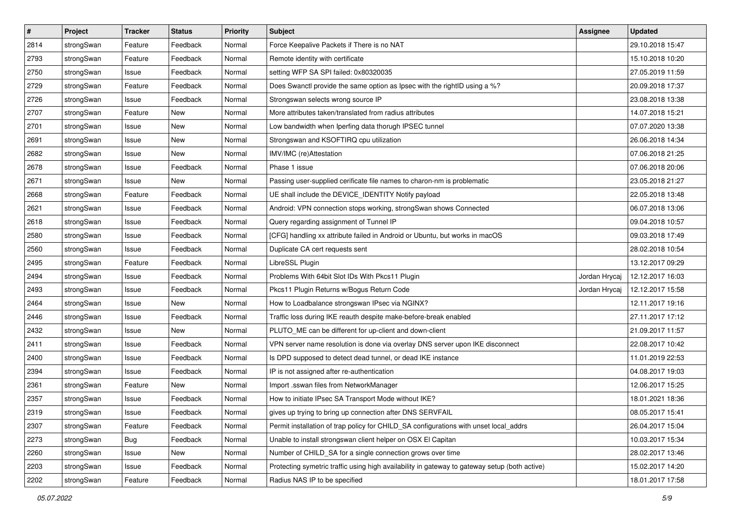| # | Project | Tracker | Status | Priority | Subject | Assignee | Updated |
| --- | --- | --- | --- | --- | --- | --- | --- |
| 2814 | strongSwan | Feature | Feedback | Normal | Force Keepalive Packets if There is no NAT | | 29.10.2018 15:47 |
| 2793 | strongSwan | Feature | Feedback | Normal | Remote identity with certificate | | 15.10.2018 10:20 |
| 2750 | strongSwan | Issue | Feedback | Normal | setting WFP SA SPI failed: 0x80320035 | | 27.05.2019 11:59 |
| 2729 | strongSwan | Feature | Feedback | Normal | Does Swanctl provide the same option as Ipsec with the rightID using a %? | | 20.09.2018 17:37 |
| 2726 | strongSwan | Issue | Feedback | Normal | Strongswan selects wrong source IP | | 23.08.2018 13:38 |
| 2707 | strongSwan | Feature | New | Normal | More attributes taken/translated from radius attributes | | 14.07.2018 15:21 |
| 2701 | strongSwan | Issue | New | Normal | Low bandwidth when Iperfing data thorugh IPSEC tunnel | | 07.07.2020 13:38 |
| 2691 | strongSwan | Issue | New | Normal | Strongswan and KSOFTIRQ cpu utilization | | 26.06.2018 14:34 |
| 2682 | strongSwan | Issue | New | Normal | IMV/IMC (re)Attestation | | 07.06.2018 21:25 |
| 2678 | strongSwan | Issue | Feedback | Normal | Phase 1 issue | | 07.06.2018 20:06 |
| 2671 | strongSwan | Issue | New | Normal | Passing user-supplied cerificate file names to charon-nm is problematic | | 23.05.2018 21:27 |
| 2668 | strongSwan | Feature | Feedback | Normal | UE shall include the DEVICE_IDENTITY Notify payload | | 22.05.2018 13:48 |
| 2621 | strongSwan | Issue | Feedback | Normal | Android: VPN connection stops working, strongSwan shows Connected | | 06.07.2018 13:06 |
| 2618 | strongSwan | Issue | Feedback | Normal | Query regarding assignment of Tunnel IP | | 09.04.2018 10:57 |
| 2580 | strongSwan | Issue | Feedback | Normal | [CFG] handling xx attribute failed in Android or Ubuntu, but works in macOS | | 09.03.2018 17:49 |
| 2560 | strongSwan | Issue | Feedback | Normal | Duplicate CA cert requests sent | | 28.02.2018 10:54 |
| 2495 | strongSwan | Feature | Feedback | Normal | LibreSSL Plugin | | 13.12.2017 09:29 |
| 2494 | strongSwan | Issue | Feedback | Normal | Problems With 64bit Slot IDs With Pkcs11 Plugin | Jordan Hrycaj | 12.12.2017 16:03 |
| 2493 | strongSwan | Issue | Feedback | Normal | Pkcs11 Plugin Returns w/Bogus Return Code | Jordan Hrycaj | 12.12.2017 15:58 |
| 2464 | strongSwan | Issue | New | Normal | How to Loadbalance strongswan IPsec via NGINX? | | 12.11.2017 19:16 |
| 2446 | strongSwan | Issue | Feedback | Normal | Traffic loss during IKE reauth despite make-before-break enabled | | 27.11.2017 17:12 |
| 2432 | strongSwan | Issue | New | Normal | PLUTO_ME can be different for up-client and down-client | | 21.09.2017 11:57 |
| 2411 | strongSwan | Issue | Feedback | Normal | VPN server name resolution is done via overlay DNS server upon IKE disconnect | | 22.08.2017 10:42 |
| 2400 | strongSwan | Issue | Feedback | Normal | Is DPD supposed to detect dead tunnel, or dead IKE instance | | 11.01.2019 22:53 |
| 2394 | strongSwan | Issue | Feedback | Normal | IP is not assigned after re-authentication | | 04.08.2017 19:03 |
| 2361 | strongSwan | Feature | New | Normal | Import .sswan files from NetworkManager | | 12.06.2017 15:25 |
| 2357 | strongSwan | Issue | Feedback | Normal | How to initiate IPsec SA Transport Mode without IKE? | | 18.01.2021 18:36 |
| 2319 | strongSwan | Issue | Feedback | Normal | gives up trying to bring up connection after DNS SERVFAIL | | 08.05.2017 15:41 |
| 2307 | strongSwan | Feature | Feedback | Normal | Permit installation of trap policy for CHILD_SA configurations with unset local_addrs | | 26.04.2017 15:04 |
| 2273 | strongSwan | Bug | Feedback | Normal | Unable to install strongswan client helper on OSX El Capitan | | 10.03.2017 15:34 |
| 2260 | strongSwan | Issue | New | Normal | Number of CHILD_SA for a single connection grows over time | | 28.02.2017 13:46 |
| 2203 | strongSwan | Issue | Feedback | Normal | Protecting symetric traffic using high availability in gateway to gateway setup (both active) | | 15.02.2017 14:20 |
| 2202 | strongSwan | Feature | Feedback | Normal | Radius NAS IP to be specified | | 18.01.2017 17:58 |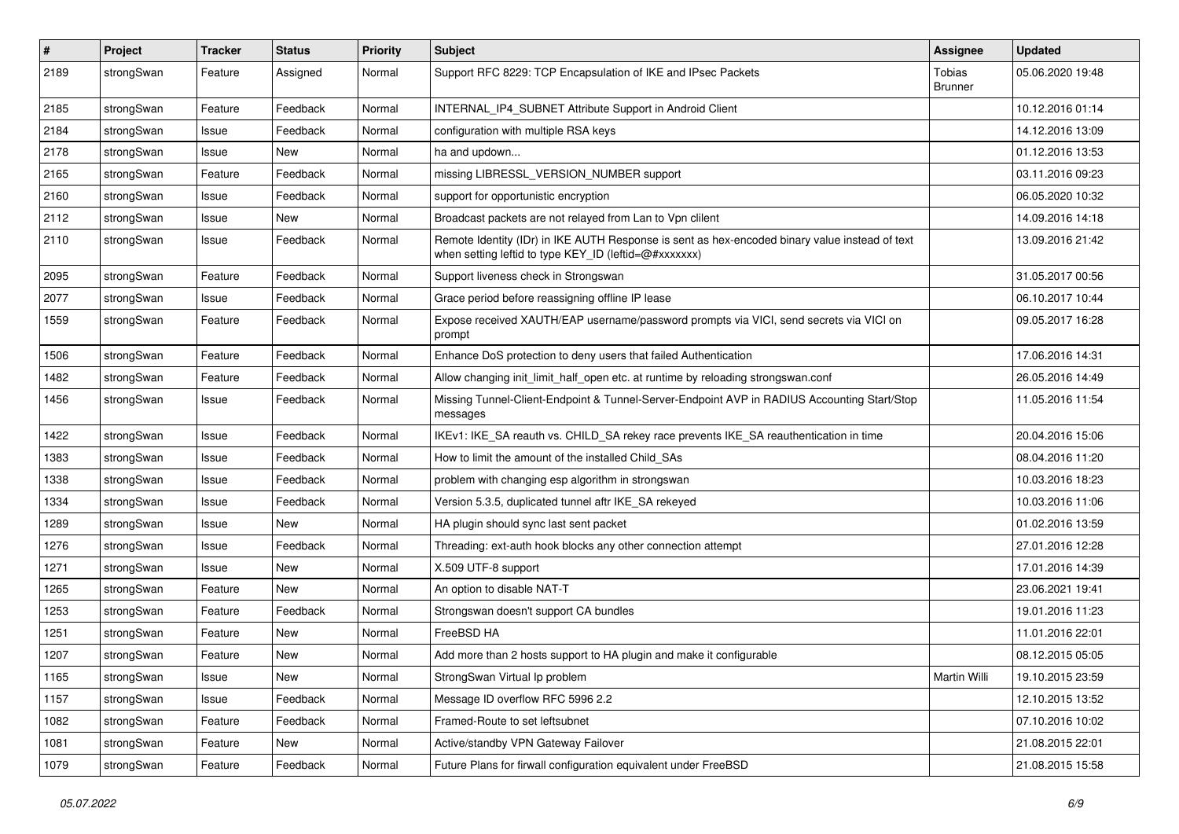| # | Project | Tracker | Status | Priority | Subject | Assignee | Updated |
|---|---|---|---|---|---|---|---|
| 2189 | strongSwan | Feature | Assigned | Normal | Support RFC 8229: TCP Encapsulation of IKE and IPsec Packets | Tobias Brunner | 05.06.2020 19:48 |
| 2185 | strongSwan | Feature | Feedback | Normal | INTERNAL_IP4_SUBNET Attribute Support in Android Client | | 10.12.2016 01:14 |
| 2184 | strongSwan | Issue | Feedback | Normal | configuration with multiple RSA keys | | 14.12.2016 13:09 |
| 2178 | strongSwan | Issue | New | Normal | ha and updown... | | 01.12.2016 13:53 |
| 2165 | strongSwan | Feature | Feedback | Normal | missing LIBRESSL_VERSION_NUMBER support | | 03.11.2016 09:23 |
| 2160 | strongSwan | Issue | Feedback | Normal | support for opportunistic encryption | | 06.05.2020 10:32 |
| 2112 | strongSwan | Issue | New | Normal | Broadcast packets are not relayed from Lan to Vpn clilent | | 14.09.2016 14:18 |
| 2110 | strongSwan | Issue | Feedback | Normal | Remote Identity (IDr) in IKE AUTH Response is sent as hex-encoded binary value instead of text when setting leftid to type KEY_ID (leftid=@#xxxxxxx) | | 13.09.2016 21:42 |
| 2095 | strongSwan | Feature | Feedback | Normal | Support liveness check in Strongswan | | 31.05.2017 00:56 |
| 2077 | strongSwan | Issue | Feedback | Normal | Grace period before reassigning offline IP lease | | 06.10.2017 10:44 |
| 1559 | strongSwan | Feature | Feedback | Normal | Expose received XAUTH/EAP username/password prompts via VICI, send secrets via VICI on prompt | | 09.05.2017 16:28 |
| 1506 | strongSwan | Feature | Feedback | Normal | Enhance DoS protection to deny users that failed Authentication | | 17.06.2016 14:31 |
| 1482 | strongSwan | Feature | Feedback | Normal | Allow changing init_limit_half_open etc. at runtime by reloading strongswan.conf | | 26.05.2016 14:49 |
| 1456 | strongSwan | Issue | Feedback | Normal | Missing Tunnel-Client-Endpoint & Tunnel-Server-Endpoint AVP in RADIUS Accounting Start/Stop messages | | 11.05.2016 11:54 |
| 1422 | strongSwan | Issue | Feedback | Normal | IKEv1: IKE_SA reauth vs. CHILD_SA rekey race prevents IKE_SA reauthentication in time | | 20.04.2016 15:06 |
| 1383 | strongSwan | Issue | Feedback | Normal | How to limit the amount of the installed Child_SAs | | 08.04.2016 11:20 |
| 1338 | strongSwan | Issue | Feedback | Normal | problem with changing esp algorithm in strongswan | | 10.03.2016 18:23 |
| 1334 | strongSwan | Issue | Feedback | Normal | Version 5.3.5, duplicated tunnel aftr IKE_SA rekeyed | | 10.03.2016 11:06 |
| 1289 | strongSwan | Issue | New | Normal | HA plugin should sync last sent packet | | 01.02.2016 13:59 |
| 1276 | strongSwan | Issue | Feedback | Normal | Threading: ext-auth hook blocks any other connection attempt | | 27.01.2016 12:28 |
| 1271 | strongSwan | Issue | New | Normal | X.509 UTF-8 support | | 17.01.2016 14:39 |
| 1265 | strongSwan | Feature | New | Normal | An option to disable NAT-T | | 23.06.2021 19:41 |
| 1253 | strongSwan | Feature | Feedback | Normal | Strongswan doesn't support CA bundles | | 19.01.2016 11:23 |
| 1251 | strongSwan | Feature | New | Normal | FreeBSD HA | | 11.01.2016 22:01 |
| 1207 | strongSwan | Feature | New | Normal | Add more than 2 hosts support to HA plugin and make it configurable | | 08.12.2015 05:05 |
| 1165 | strongSwan | Issue | New | Normal | StrongSwan Virtual Ip problem | Martin Willi | 19.10.2015 23:59 |
| 1157 | strongSwan | Issue | Feedback | Normal | Message ID overflow RFC 5996 2.2 | | 12.10.2015 13:52 |
| 1082 | strongSwan | Feature | Feedback | Normal | Framed-Route to set leftsubnet | | 07.10.2016 10:02 |
| 1081 | strongSwan | Feature | New | Normal | Active/standby VPN Gateway Failover | | 21.08.2015 22:01 |
| 1079 | strongSwan | Feature | Feedback | Normal | Future Plans for firwall configuration equivalent under FreeBSD | | 21.08.2015 15:58 |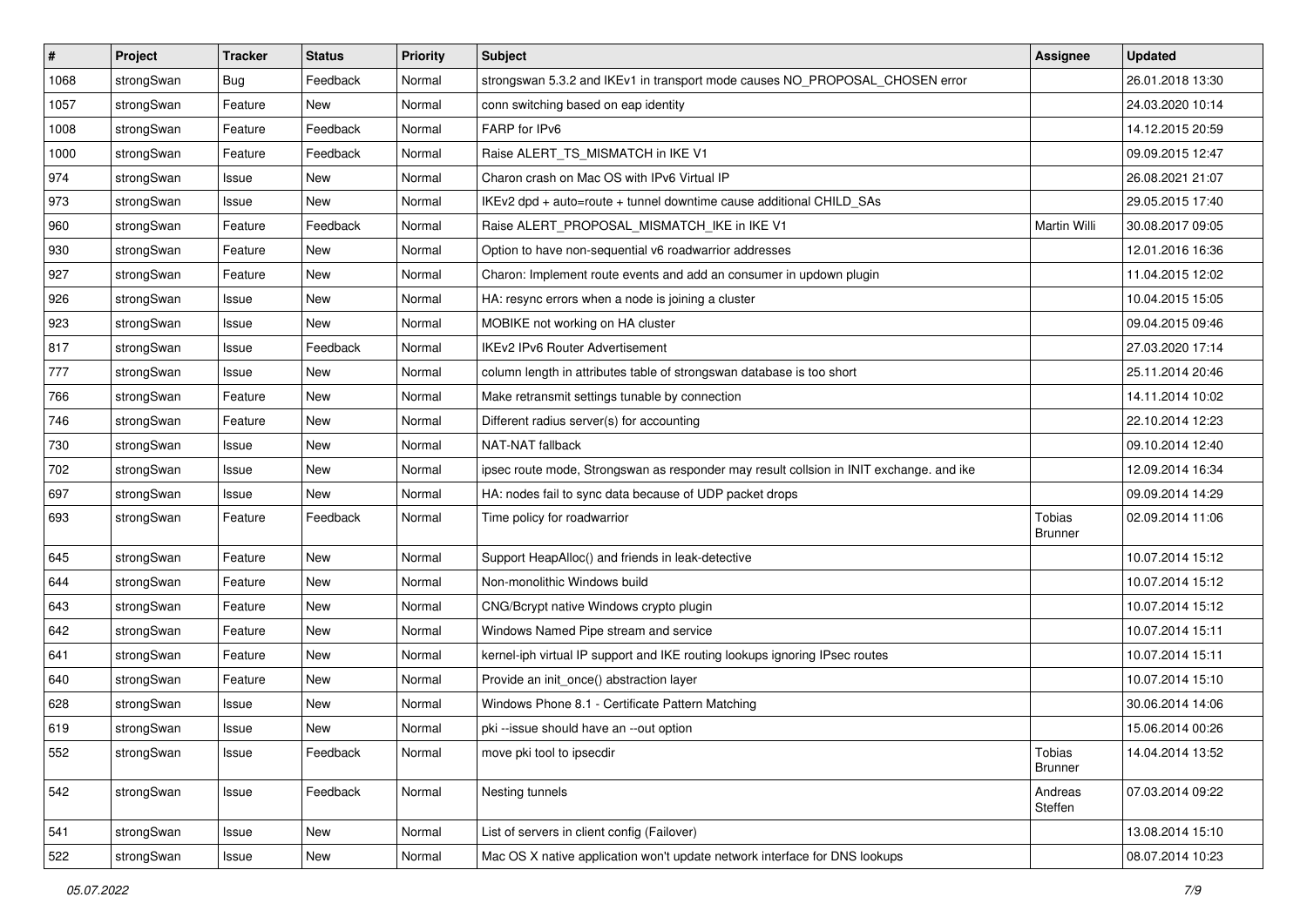| # | Project | Tracker | Status | Priority | Subject | Assignee | Updated |
|---|---|---|---|---|---|---|---|
| 1068 | strongSwan | Bug | Feedback | Normal | strongswan 5.3.2 and IKEv1 in transport mode causes NO_PROPOSAL_CHOSEN error | | 26.01.2018 13:30 |
| 1057 | strongSwan | Feature | New | Normal | conn switching based on eap identity | | 24.03.2020 10:14 |
| 1008 | strongSwan | Feature | Feedback | Normal | FARP for IPv6 | | 14.12.2015 20:59 |
| 1000 | strongSwan | Feature | Feedback | Normal | Raise ALERT_TS_MISMATCH in IKE V1 | | 09.09.2015 12:47 |
| 974 | strongSwan | Issue | New | Normal | Charon crash on Mac OS with IPv6 Virtual IP | | 26.08.2021 21:07 |
| 973 | strongSwan | Issue | New | Normal | IKEv2 dpd + auto=route + tunnel downtime cause additional CHILD_SAs | | 29.05.2015 17:40 |
| 960 | strongSwan | Feature | Feedback | Normal | Raise ALERT_PROPOSAL_MISMATCH_IKE in IKE V1 | Martin Willi | 30.08.2017 09:05 |
| 930 | strongSwan | Feature | New | Normal | Option to have non-sequential v6 roadwarrior addresses | | 12.01.2016 16:36 |
| 927 | strongSwan | Feature | New | Normal | Charon: Implement route events and add an consumer in updown plugin | | 11.04.2015 12:02 |
| 926 | strongSwan | Issue | New | Normal | HA: resync errors when a node is joining a cluster | | 10.04.2015 15:05 |
| 923 | strongSwan | Issue | New | Normal | MOBIKE not working on HA cluster | | 09.04.2015 09:46 |
| 817 | strongSwan | Issue | Feedback | Normal | IKEv2 IPv6 Router Advertisement | | 27.03.2020 17:14 |
| 777 | strongSwan | Issue | New | Normal | column length in attributes table of strongswan database is too short | | 25.11.2014 20:46 |
| 766 | strongSwan | Feature | New | Normal | Make retransmit settings tunable by connection | | 14.11.2014 10:02 |
| 746 | strongSwan | Feature | New | Normal | Different radius server(s) for accounting | | 22.10.2014 12:23 |
| 730 | strongSwan | Issue | New | Normal | NAT-NAT fallback | | 09.10.2014 12:40 |
| 702 | strongSwan | Issue | New | Normal | ipsec route mode, Strongswan as responder may result collsion in INIT exchange. and ike | | 12.09.2014 16:34 |
| 697 | strongSwan | Issue | New | Normal | HA: nodes fail to sync data because of UDP packet drops | | 09.09.2014 14:29 |
| 693 | strongSwan | Feature | Feedback | Normal | Time policy for roadwarrior | Tobias Brunner | 02.09.2014 11:06 |
| 645 | strongSwan | Feature | New | Normal | Support HeapAlloc() and friends in leak-detective | | 10.07.2014 15:12 |
| 644 | strongSwan | Feature | New | Normal | Non-monolithic Windows build | | 10.07.2014 15:12 |
| 643 | strongSwan | Feature | New | Normal | CNG/Bcrypt native Windows crypto plugin | | 10.07.2014 15:12 |
| 642 | strongSwan | Feature | New | Normal | Windows Named Pipe stream and service | | 10.07.2014 15:11 |
| 641 | strongSwan | Feature | New | Normal | kernel-iph virtual IP support and IKE routing lookups ignoring IPsec routes | | 10.07.2014 15:11 |
| 640 | strongSwan | Feature | New | Normal | Provide an init_once() abstraction layer | | 10.07.2014 15:10 |
| 628 | strongSwan | Issue | New | Normal | Windows Phone 8.1 - Certificate Pattern Matching | | 30.06.2014 14:06 |
| 619 | strongSwan | Issue | New | Normal | pki --issue should have an --out option | | 15.06.2014 00:26 |
| 552 | strongSwan | Issue | Feedback | Normal | move pki tool to ipsecdir | Tobias Brunner | 14.04.2014 13:52 |
| 542 | strongSwan | Issue | Feedback | Normal | Nesting tunnels | Andreas Steffen | 07.03.2014 09:22 |
| 541 | strongSwan | Issue | New | Normal | List of servers in client config (Failover) | | 13.08.2014 15:10 |
| 522 | strongSwan | Issue | New | Normal | Mac OS X native application won't update network interface for DNS lookups | | 08.07.2014 10:23 |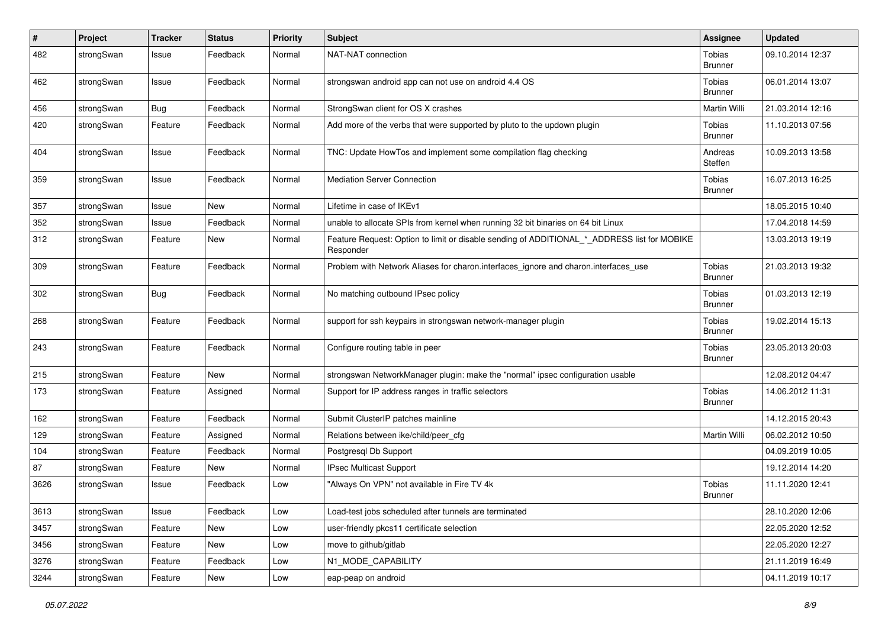| # | Project | Tracker | Status | Priority | Subject | Assignee | Updated |
|---|---|---|---|---|---|---|---|
| 482 | strongSwan | Issue | Feedback | Normal | NAT-NAT connection | Tobias Brunner | 09.10.2014 12:37 |
| 462 | strongSwan | Issue | Feedback | Normal | strongswan android app can not use on android 4.4 OS | Tobias Brunner | 06.01.2014 13:07 |
| 456 | strongSwan | Bug | Feedback | Normal | StrongSwan client for OS X crashes | Martin Willi | 21.03.2014 12:16 |
| 420 | strongSwan | Feature | Feedback | Normal | Add more of the verbs that were supported by pluto to the updown plugin | Tobias Brunner | 11.10.2013 07:56 |
| 404 | strongSwan | Issue | Feedback | Normal | TNC: Update HowTos and implement some compilation flag checking | Andreas Steffen | 10.09.2013 13:58 |
| 359 | strongSwan | Issue | Feedback | Normal | Mediation Server Connection | Tobias Brunner | 16.07.2013 16:25 |
| 357 | strongSwan | Issue | New | Normal | Lifetime in case of IKEv1 | | 18.05.2015 10:40 |
| 352 | strongSwan | Issue | Feedback | Normal | unable to allocate SPIs from kernel when running 32 bit binaries on 64 bit Linux | | 17.04.2018 14:59 |
| 312 | strongSwan | Feature | New | Normal | Feature Request: Option to limit or disable sending of ADDITIONAL_*_ADDRESS list for MOBIKE Responder | | 13.03.2013 19:19 |
| 309 | strongSwan | Feature | Feedback | Normal | Problem with Network Aliases for charon.interfaces_ignore and charon.interfaces_use | Tobias Brunner | 21.03.2013 19:32 |
| 302 | strongSwan | Bug | Feedback | Normal | No matching outbound IPsec policy | Tobias Brunner | 01.03.2013 12:19 |
| 268 | strongSwan | Feature | Feedback | Normal | support for ssh keypairs in strongswan network-manager plugin | Tobias Brunner | 19.02.2014 15:13 |
| 243 | strongSwan | Feature | Feedback | Normal | Configure routing table in peer | Tobias Brunner | 23.05.2013 20:03 |
| 215 | strongSwan | Feature | New | Normal | strongswan NetworkManager plugin: make the "normal" ipsec configuration usable | | 12.08.2012 04:47 |
| 173 | strongSwan | Feature | Assigned | Normal | Support for IP address ranges in traffic selectors | Tobias Brunner | 14.06.2012 11:31 |
| 162 | strongSwan | Feature | Feedback | Normal | Submit ClusterIP patches mainline | | 14.12.2015 20:43 |
| 129 | strongSwan | Feature | Assigned | Normal | Relations between ike/child/peer_cfg | Martin Willi | 06.02.2012 10:50 |
| 104 | strongSwan | Feature | Feedback | Normal | Postgresql Db Support | | 04.09.2019 10:05 |
| 87 | strongSwan | Feature | New | Normal | IPsec Multicast Support | | 19.12.2014 14:20 |
| 3626 | strongSwan | Issue | Feedback | Low | "Always On VPN" not available in Fire TV 4k | Tobias Brunner | 11.11.2020 12:41 |
| 3613 | strongSwan | Issue | Feedback | Low | Load-test jobs scheduled after tunnels are terminated | | 28.10.2020 12:06 |
| 3457 | strongSwan | Feature | New | Low | user-friendly pkcs11 certificate selection | | 22.05.2020 12:52 |
| 3456 | strongSwan | Feature | New | Low | move to github/gitlab | | 22.05.2020 12:27 |
| 3276 | strongSwan | Feature | Feedback | Low | N1_MODE_CAPABILITY | | 21.11.2019 16:49 |
| 3244 | strongSwan | Feature | New | Low | eap-peap on android | | 04.11.2019 10:17 |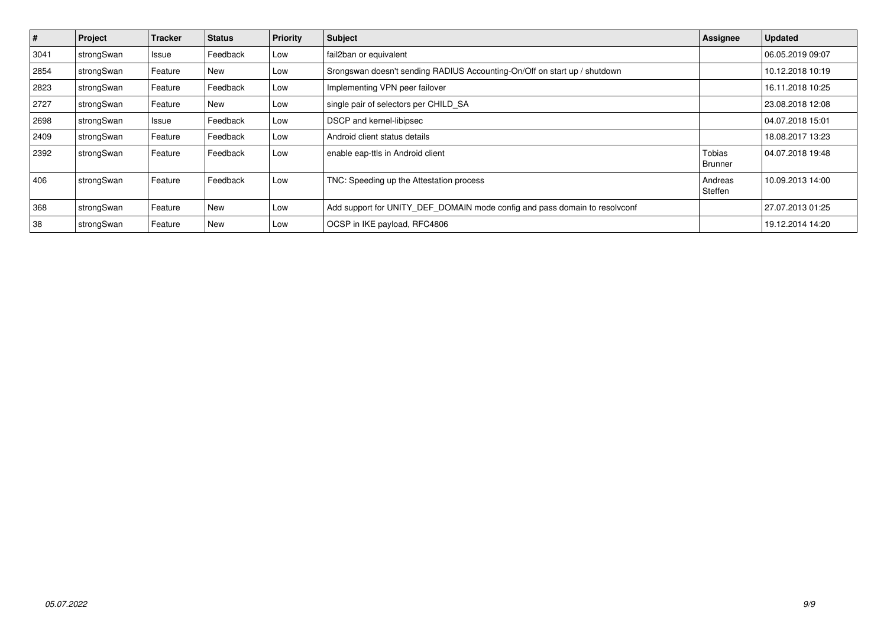| # | Project | Tracker | Status | Priority | Subject | Assignee | Updated |
| --- | --- | --- | --- | --- | --- | --- | --- |
| 3041 | strongSwan | Issue | Feedback | Low | fail2ban or equivalent | | 06.05.2019 09:07 |
| 2854 | strongSwan | Feature | New | Low | Srongswan doesn't sending RADIUS Accounting-On/Off on start up / shutdown | | 10.12.2018 10:19 |
| 2823 | strongSwan | Feature | Feedback | Low | Implementing VPN peer failover | | 16.11.2018 10:25 |
| 2727 | strongSwan | Feature | New | Low | single pair of selectors per CHILD_SA | | 23.08.2018 12:08 |
| 2698 | strongSwan | Issue | Feedback | Low | DSCP and kernel-libipsec | | 04.07.2018 15:01 |
| 2409 | strongSwan | Feature | Feedback | Low | Android client status details | | 18.08.2017 13:23 |
| 2392 | strongSwan | Feature | Feedback | Low | enable eap-ttls in Android client | Tobias Brunner | 04.07.2018 19:48 |
| 406 | strongSwan | Feature | Feedback | Low | TNC: Speeding up the Attestation process | Andreas Steffen | 10.09.2013 14:00 |
| 368 | strongSwan | Feature | New | Low | Add support for UNITY_DEF_DOMAIN mode config and pass domain to resolvconf | | 27.07.2013 01:25 |
| 38 | strongSwan | Feature | New | Low | OCSP in IKE payload, RFC4806 | | 19.12.2014 14:20 |

*05.07.2022*